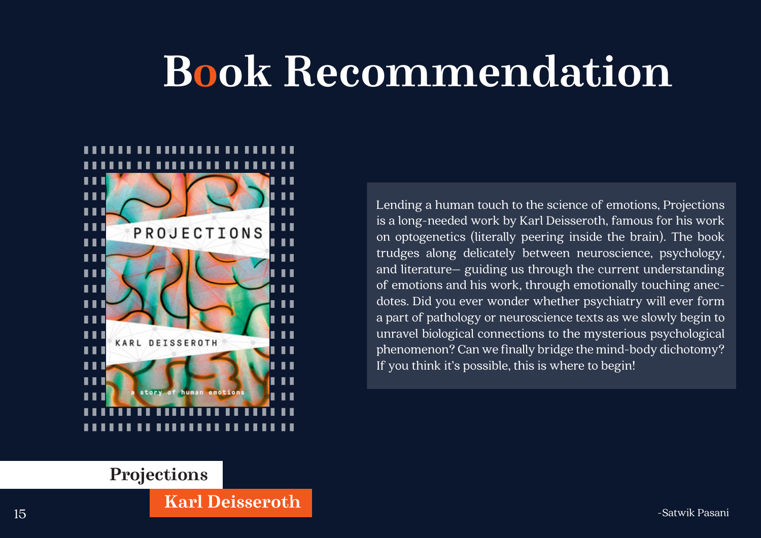# Book Recommendation

Lending a human touch to the science of emotions, Projections is a long-needed work by Karl Deisseroth, famous for his work on optogenetics (literally peering inside the brain). The book trudges along delicately between neuroscience, psychology, and literature– guiding us through the current understanding of emotions and his work, through emotionally touching anecdotes. Did you ever wonder whether psychiatry will ever form a part of pathology or neuroscience texts as we slowly begin to unravel biological connections to the mysterious psychological phenomenon? Can we finally bridge the mind-body dichotomy? If you think it's possible, this is where to begin!

**Projections**

**Karl Deisseroth**

-Satwik Pasani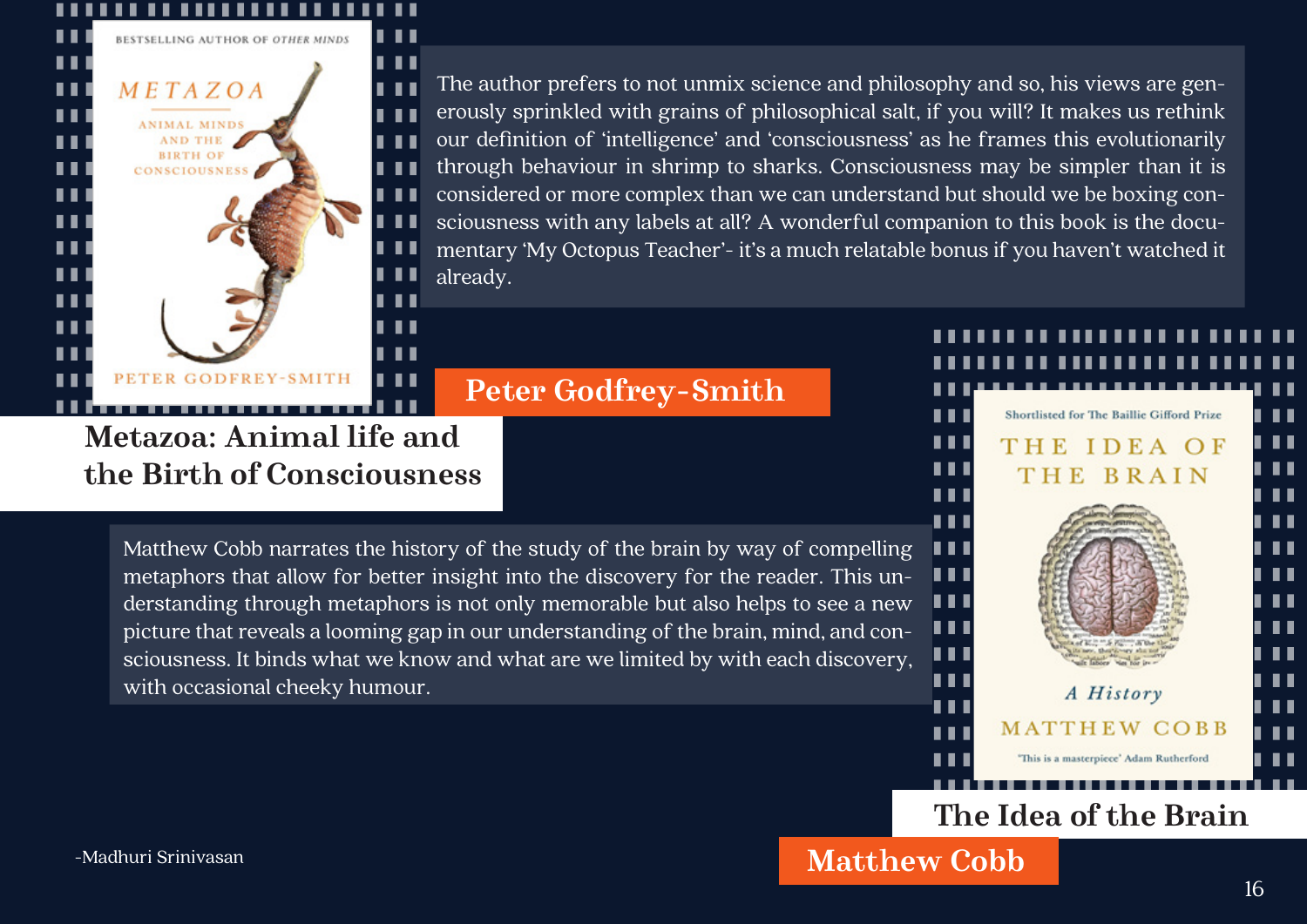## Metazoa: Animal life and the Birth of Consciousness

**Peter Godfrey-Smith**

The author prefers to not unmix science and philosophy and so, his views are generously sprinkled with grains of philosophical salt, if you will? It makes us rethink our definition of 'intelligence' and 'consciousness' as he frames this evolutionarily through behaviour in shrimp to sharks. Consciousness may be simpler than it is considered or more complex than we can understand but should we be boxing consciousness with any labels at all? A wonderful companion to this book is the documentary 'My Octopus Teacher'- it's a much relatable bonus if you haven't watched it already.

## The Idea of the Brain

**Matthew Cobb**

Matthew Cobb narrates the history of the study of the brain by way of compelling metaphors that allow for better insight into the discovery for the reader. This understanding through metaphors is not only memorable but also helps to see a new picture that reveals a looming gap in our understanding of the brain, mind, and consciousness. It binds what we know and what are we limited by with each discovery, with occasional cheeky humour.

-Madhuri Srinivasan